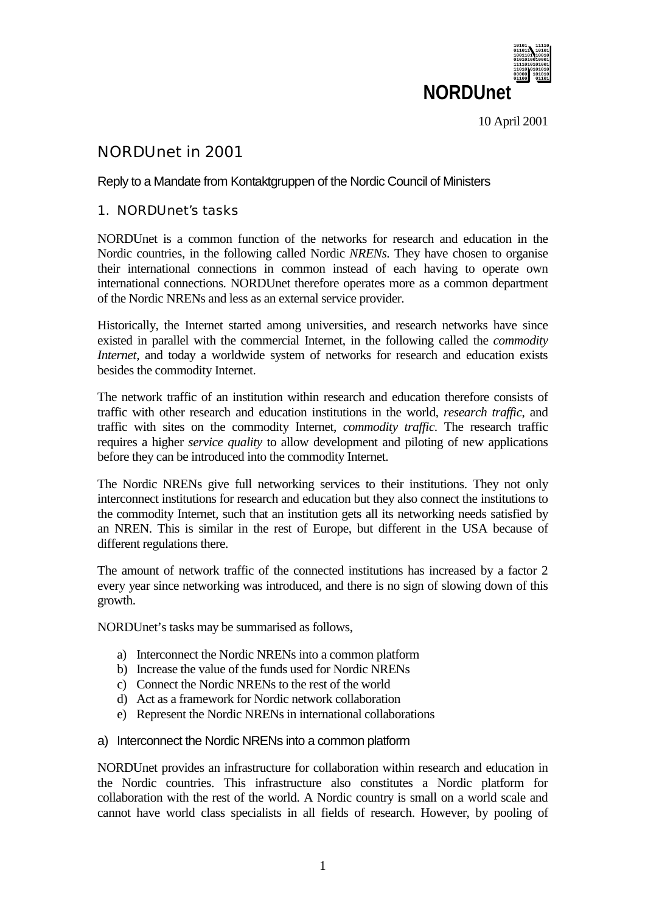**NORDUnet**

10 April 2001

# NORDUnet in 2001

Reply to a Mandate from Kontaktgruppen of the Nordic Council of Ministers

## 1. NORDUnet's tasks

NORDUnet is a common function of the networks for research and education in the Nordic countries, in the following called Nordic *NRENs*. They have chosen to organise their international connections in common instead of each having to operate own international connections. NORDUnet therefore operates more as a common department of the Nordic NRENs and less as an external service provider.

Historically, the Internet started among universities, and research networks have since existed in parallel with the commercial Internet, in the following called the *commodity Internet*, and today a worldwide system of networks for research and education exists besides the commodity Internet.

The network traffic of an institution within research and education therefore consists of traffic with other research and education institutions in the world, *research traffic*, and traffic with sites on the commodity Internet, *commodity traffic*. The research traffic requires a higher *service quality* to allow development and piloting of new applications before they can be introduced into the commodity Internet.

The Nordic NRENs give full networking services to their institutions. They not only interconnect institutions for research and education but they also connect the institutions to the commodity Internet, such that an institution gets all its networking needs satisfied by an NREN. This is similar in the rest of Europe, but different in the USA because of different regulations there.

The amount of network traffic of the connected institutions has increased by a factor 2 every year since networking was introduced, and there is no sign of slowing down of this growth.

NORDUnet's tasks may be summarised as follows,

a) Interconnect the Nordic NRENs into a common platform
b) Increase the value of the funds used for Nordic NRENs
c) Connect the Nordic NRENs to the rest of the world
d) Act as a framework for Nordic network collaboration
e) Represent the Nordic NRENs in international collaborations

### a) Interconnect the Nordic NRENs into a common platform

NORDUnet provides an infrastructure for collaboration within research and education in the Nordic countries. This infrastructure also constitutes a Nordic platform for collaboration with the rest of the world. A Nordic country is small on a world scale and cannot have world class specialists in all fields of research. However, by pooling of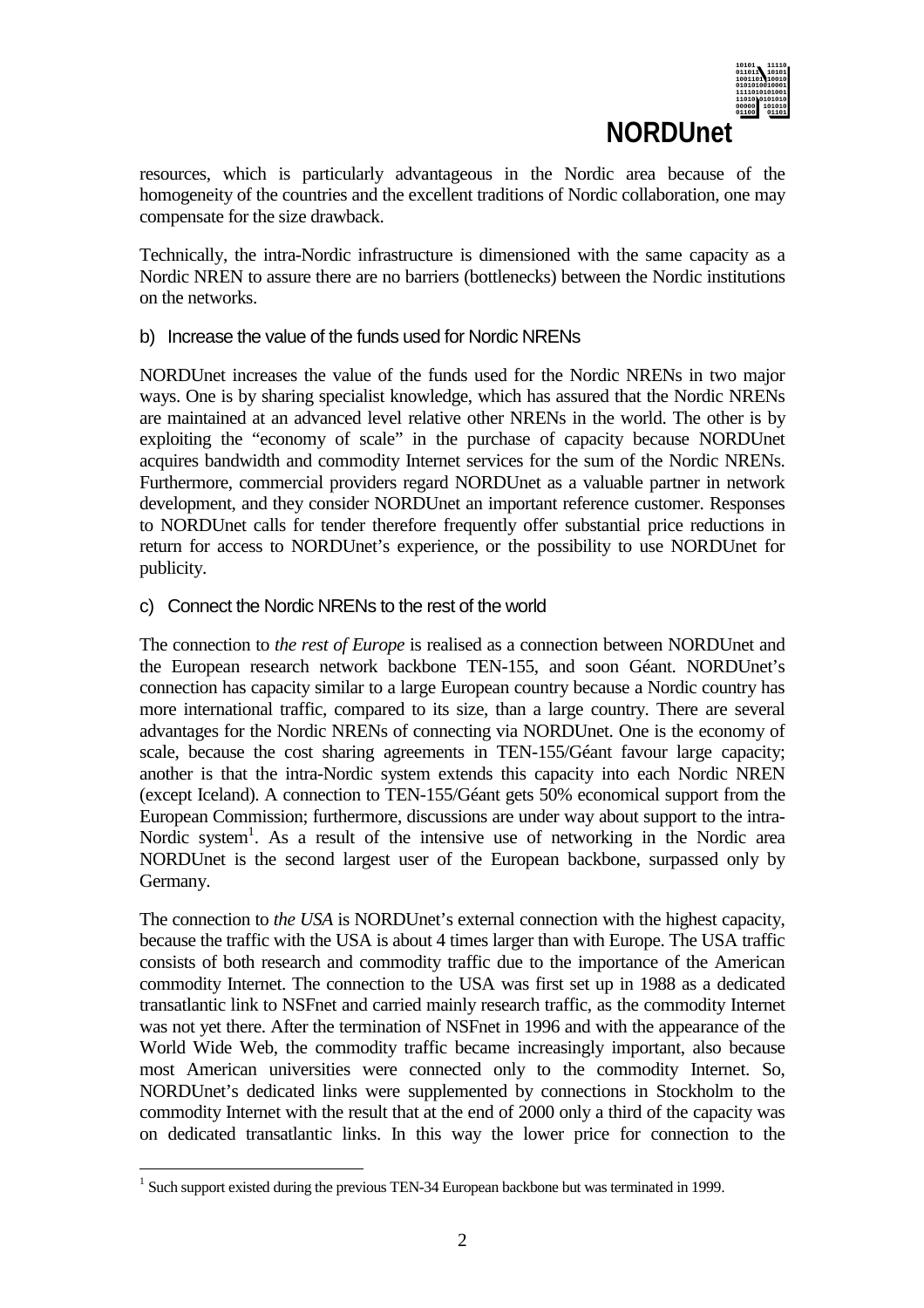resources, which is particularly advantageous in the Nordic area because of the homogeneity of the countries and the excellent traditions of Nordic collaboration, one may compensate for the size drawback.

Technically, the intra-Nordic infrastructure is dimensioned with the same capacity as a Nordic NREN to assure there are no barriers (bottlenecks) between the Nordic institutions on the networks.

b) Increase the value of the funds used for Nordic NRENs

NORDUnet increases the value of the funds used for the Nordic NRENs in two major ways. One is by sharing specialist knowledge, which has assured that the Nordic NRENs are maintained at an advanced level relative other NRENs in the world. The other is by exploiting the "economy of scale" in the purchase of capacity because NORDUnet acquires bandwidth and commodity Internet services for the sum of the Nordic NRENs. Furthermore, commercial providers regard NORDUnet as a valuable partner in network development, and they consider NORDUnet an important reference customer. Responses to NORDUnet calls for tender therefore frequently offer substantial price reductions in return for access to NORDUnet's experience, or the possibility to use NORDUnet for publicity.

c) Connect the Nordic NRENs to the rest of the world

The connection to *the rest of Europe* is realised as a connection between NORDUnet and the European research network backbone TEN-155, and soon Géant. NORDUnet's connection has capacity similar to a large European country because a Nordic country has more international traffic, compared to its size, than a large country. There are several advantages for the Nordic NRENs of connecting via NORDUnet. One is the economy of scale, because the cost sharing agreements in TEN-155/Géant favour large capacity; another is that the intra-Nordic system extends this capacity into each Nordic NREN (except Iceland). A connection to TEN-155/Géant gets 50% economical support from the European Commission; furthermore, discussions are under way about support to the intra-Nordic system[1]. As a result of the intensive use of networking in the Nordic area NORDUnet is the second largest user of the European backbone, surpassed only by Germany.

The connection to *the USA* is NORDUnet's external connection with the highest capacity, because the traffic with the USA is about 4 times larger than with Europe. The USA traffic consists of both research and commodity traffic due to the importance of the American commodity Internet. The connection to the USA was first set up in 1988 as a dedicated transatlantic link to NSFnet and carried mainly research traffic, as the commodity Internet was not yet there. After the termination of NSFnet in 1996 and with the appearance of the World Wide Web, the commodity traffic became increasingly important, also because most American universities were connected only to the commodity Internet. So, NORDUnet's dedicated links were supplemented by connections in Stockholm to the commodity Internet with the result that at the end of 2000 only a third of the capacity was on dedicated transatlantic links. In this way the lower price for connection to the

[1] Such support existed during the previous TEN-34 European backbone but was terminated in 1999.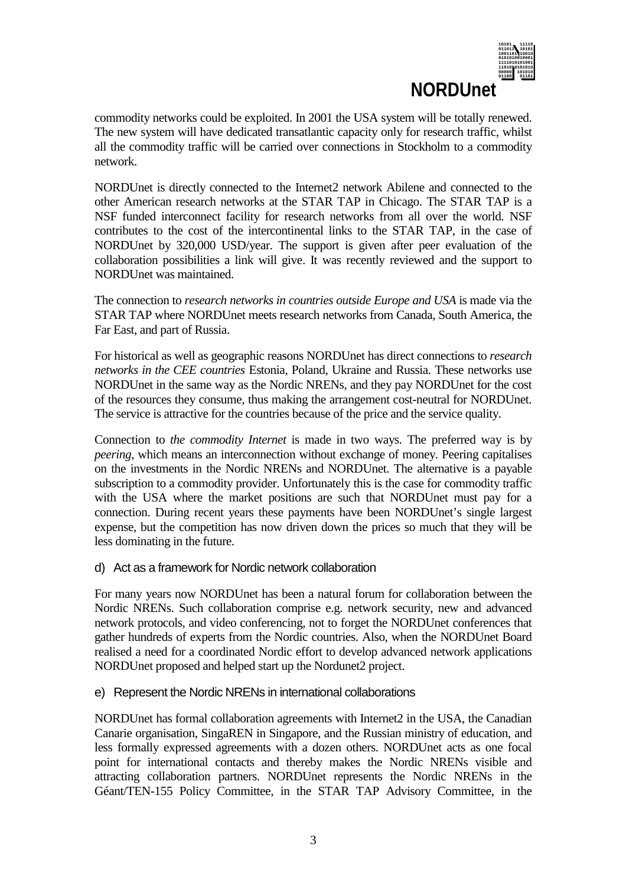commodity networks could be exploited. In 2001 the USA system will be totally renewed. The new system will have dedicated transatlantic capacity only for research traffic, whilst all the commodity traffic will be carried over connections in Stockholm to a commodity network.

NORDUnet is directly connected to the Internet2 network Abilene and connected to the other American research networks at the STAR TAP in Chicago. The STAR TAP is a NSF funded interconnect facility for research networks from all over the world. NSF contributes to the cost of the intercontinental links to the STAR TAP, in the case of NORDUnet by 320,000 USD/year. The support is given after peer evaluation of the collaboration possibilities a link will give. It was recently reviewed and the support to NORDUnet was maintained.

The connection to *research networks in countries outside Europe and USA* is made via the STAR TAP where NORDUnet meets research networks from Canada, South America, the Far East, and part of Russia.

For historical as well as geographic reasons NORDUnet has direct connections to *research networks in the CEE countries* Estonia, Poland, Ukraine and Russia. These networks use NORDUnet in the same way as the Nordic NRENs, and they pay NORDUnet for the cost of the resources they consume, thus making the arrangement cost-neutral for NORDUnet. The service is attractive for the countries because of the price and the service quality.

Connection to *the commodity Internet* is made in two ways. The preferred way is by *peering,* which means an interconnection without exchange of money. Peering capitalises on the investments in the Nordic NRENs and NORDUnet. The alternative is a payable subscription to a commodity provider. Unfortunately this is the case for commodity traffic with the USA where the market positions are such that NORDUnet must pay for a connection. During recent years these payments have been NORDUnet's single largest expense, but the competition has now driven down the prices so much that they will be less dominating in the future.

d) Act as a framework for Nordic network collaboration

For many years now NORDUnet has been a natural forum for collaboration between the Nordic NRENs. Such collaboration comprise e.g. network security, new and advanced network protocols, and video conferencing, not to forget the NORDUnet conferences that gather hundreds of experts from the Nordic countries. Also, when the NORDUnet Board realised a need for a coordinated Nordic effort to develop advanced network applications NORDUnet proposed and helped start up the Nordunet2 project.

e) Represent the Nordic NRENs in international collaborations

NORDUnet has formal collaboration agreements with Internet2 in the USA, the Canadian Canarie organisation, SingaREN in Singapore, and the Russian ministry of education, and less formally expressed agreements with a dozen others. NORDUnet acts as one focal point for international contacts and thereby makes the Nordic NRENs visible and attracting collaboration partners. NORDUnet represents the Nordic NRENs in the Géant/TEN-155 Policy Committee, in the STAR TAP Advisory Committee, in the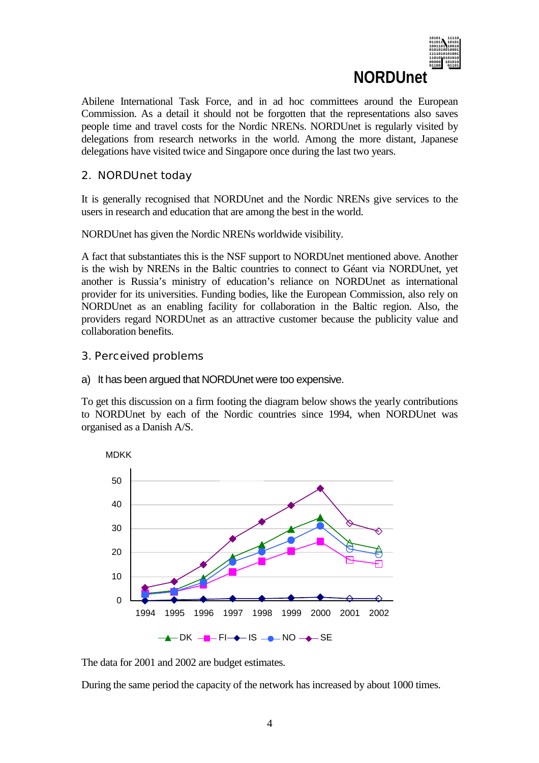Abilene International Task Force, and in ad hoc committees around the European Commission. As a detail it should not be forgotten that the representations also saves people time and travel costs for the Nordic NRENs. NORDUnet is regularly visited by delegations from research networks in the world. Among the more distant, Japanese delegations have visited twice and Singapore once during the last two years.

## 2. NORDUnet today

It is generally recognised that NORDUnet and the Nordic NRENs give services to the users in research and education that are among the best in the world.

NORDUnet has given the Nordic NRENs worldwide visibility.

A fact that substantiates this is the NSF support to NORDUnet mentioned above. Another is the wish by NRENs in the Baltic countries to connect to Géant via NORDUnet, yet another is Russia's ministry of education's reliance on NORDUnet as international provider for its universities. Funding bodies, like the European Commission, also rely on NORDUnet as an enabling facility for collaboration in the Baltic region. Also, the providers regard NORDUnet as an attractive customer because the publicity value and collaboration benefits.

## 3. Perceived problems

a) It has been argued that NORDUnet were too expensive.

To get this discussion on a firm footing the diagram below shows the yearly contributions to NORDUnet by each of the Nordic countries since 1994, when NORDUnet was organised as a Danish A/S.

The data for 2001 and 2002 are budget estimates.

During the same period the capacity of the network has increased by about 1000 times.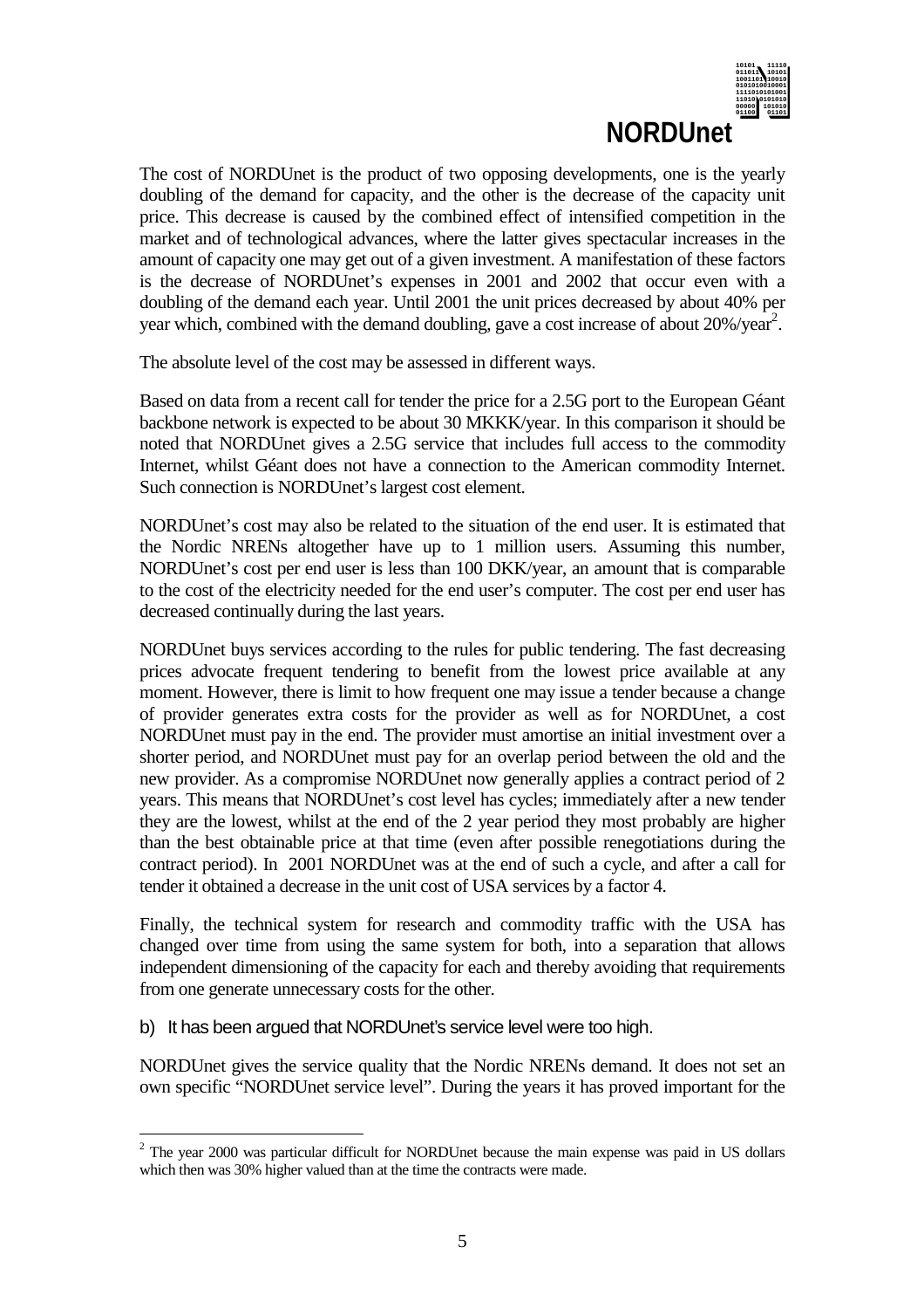The cost of NORDUnet is the product of two opposing developments, one is the yearly doubling of the demand for capacity, and the other is the decrease of the capacity unit price. This decrease is caused by the combined effect of intensified competition in the market and of technological advances, where the latter gives spectacular increases in the amount of capacity one may get out of a given investment. A manifestation of these factors is the decrease of NORDUnet's expenses in 2001 and 2002 that occur even with a doubling of the demand each year. Until 2001 the unit prices decreased by about 40% per year which, combined with the demand doubling, gave a cost increase of about 20%/year[2].

The absolute level of the cost may be assessed in different ways.

Based on data from a recent call for tender the price for a 2.5G port to the European Géant backbone network is expected to be about 30 MKKK/year. In this comparison it should be noted that NORDUnet gives a 2.5G service that includes full access to the commodity Internet, whilst Géant does not have a connection to the American commodity Internet. Such connection is NORDUnet's largest cost element.

NORDUnet's cost may also be related to the situation of the end user. It is estimated that the Nordic NRENs altogether have up to 1 million users. Assuming this number, NORDUnet's cost per end user is less than 100 DKK/year, an amount that is comparable to the cost of the electricity needed for the end user's computer. The cost per end user has decreased continually during the last years.

NORDUnet buys services according to the rules for public tendering. The fast decreasing prices advocate frequent tendering to benefit from the lowest price available at any moment. However, there is limit to how frequent one may issue a tender because a change of provider generates extra costs for the provider as well as for NORDUnet, a cost NORDUnet must pay in the end. The provider must amortise an initial investment over a shorter period, and NORDUnet must pay for an overlap period between the old and the new provider. As a compromise NORDUnet now generally applies a contract period of 2 years. This means that NORDUnet's cost level has cycles; immediately after a new tender they are the lowest, whilst at the end of the 2 year period they most probably are higher than the best obtainable price at that time (even after possible renegotiations during the contract period). In 2001 NORDUnet was at the end of such a cycle, and after a call for tender it obtained a decrease in the unit cost of USA services by a factor 4.

Finally, the technical system for research and commodity traffic with the USA has changed over time from using the same system for both, into a separation that allows independent dimensioning of the capacity for each and thereby avoiding that requirements from one generate unnecessary costs for the other.

b) It has been argued that NORDUnet's service level were too high.

NORDUnet gives the service quality that the Nordic NRENs demand. It does not set an own specific "NORDUnet service level". During the years it has proved important for the

[2] The year 2000 was particular difficult for NORDUnet because the main expense was paid in US dollars which then was 30% higher valued than at the time the contracts were made.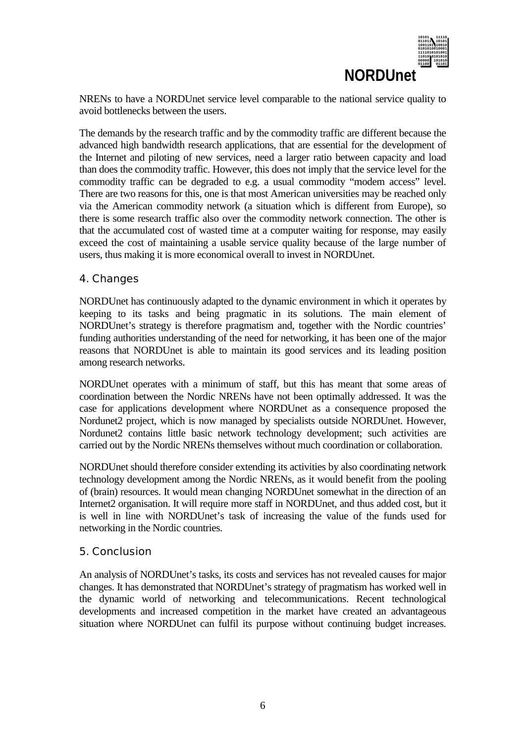NRENs to have a NORDUnet service level comparable to the national service quality to avoid bottlenecks between the users.

The demands by the research traffic and by the commodity traffic are different because the advanced high bandwidth research applications, that are essential for the development of the Internet and piloting of new services, need a larger ratio between capacity and load than does the commodity traffic. However, this does not imply that the service level for the commodity traffic can be degraded to e.g. a usual commodity "modem access" level. There are two reasons for this, one is that most American universities may be reached only via the American commodity network (a situation which is different from Europe), so there is some research traffic also over the commodity network connection. The other is that the accumulated cost of wasted time at a computer waiting for response, may easily exceed the cost of maintaining a usable service quality because of the large number of users, thus making it is more economical overall to invest in NORDUnet.

## 4. Changes

NORDUnet has continuously adapted to the dynamic environment in which it operates by keeping to its tasks and being pragmatic in its solutions. The main element of NORDUnet's strategy is therefore pragmatism and, together with the Nordic countries' funding authorities understanding of the need for networking, it has been one of the major reasons that NORDUnet is able to maintain its good services and its leading position among research networks.

NORDUnet operates with a minimum of staff, but this has meant that some areas of coordination between the Nordic NRENs have not been optimally addressed. It was the case for applications development where NORDUnet as a consequence proposed the Nordunet2 project, which is now managed by specialists outside NORDUnet. However, Nordunet2 contains little basic network technology development; such activities are carried out by the Nordic NRENs themselves without much coordination or collaboration.

NORDUnet should therefore consider extending its activities by also coordinating network technology development among the Nordic NRENs, as it would benefit from the pooling of (brain) resources. It would mean changing NORDUnet somewhat in the direction of an Internet2 organisation. It will require more staff in NORDUnet, and thus added cost, but it is well in line with NORDUnet's task of increasing the value of the funds used for networking in the Nordic countries.

## 5. Conclusion

An analysis of NORDUnet's tasks, its costs and services has not revealed causes for major changes. It has demonstrated that NORDUnet's strategy of pragmatism has worked well in the dynamic world of networking and telecommunications. Recent technological developments and increased competition in the market have created an advantageous situation where NORDUnet can fulfil its purpose without continuing budget increases.